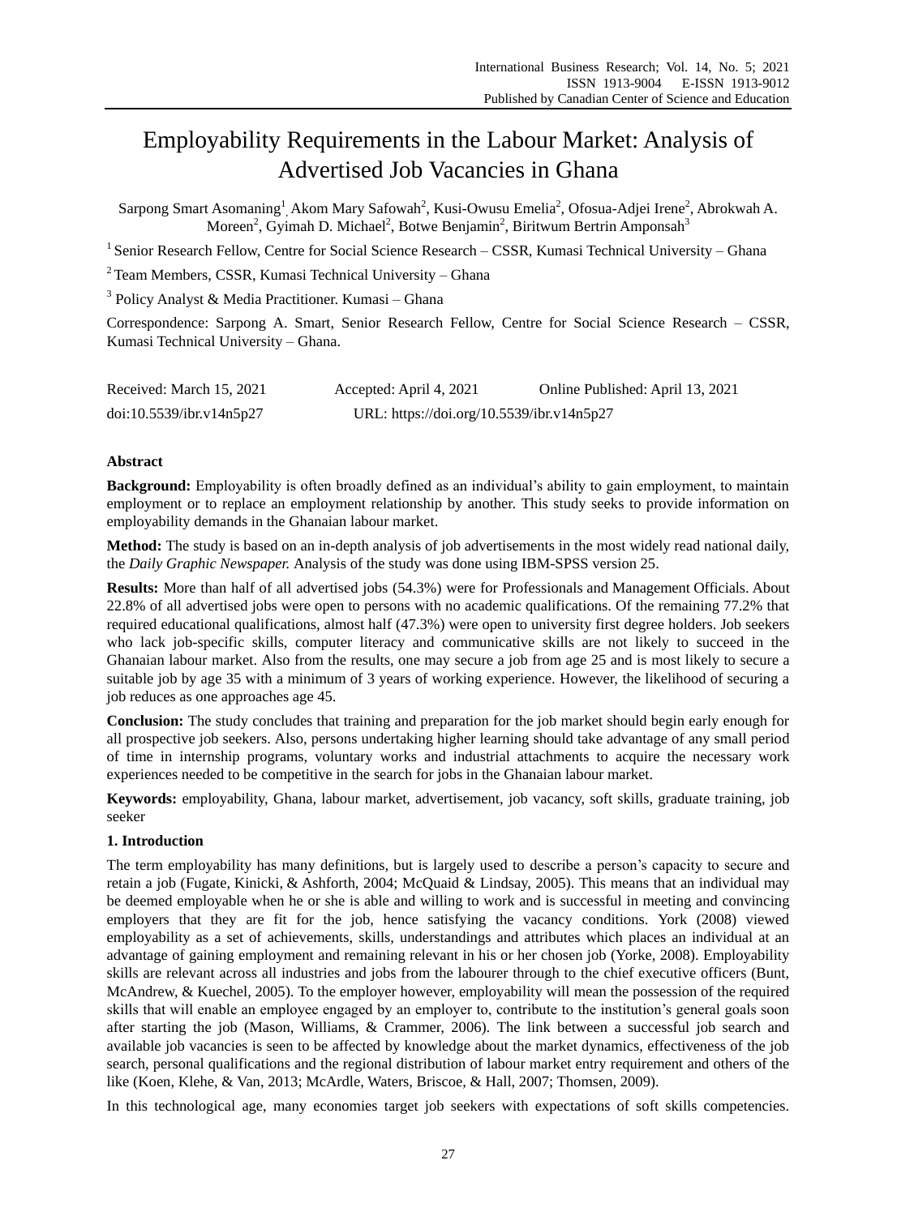# Employability Requirements in the Labour Market: Analysis of Advertised Job Vacancies in Ghana

Sarpong Smart Asomaning[1], Akom Mary Safowah[2], Kusi-Owusu Emelia[2], Ofosua-Adjei Irene[2], Abrokwah A. Moreen[2], Gyimah D. Michael[2], Botwe Benjamin[2], Biritwum Bertrin Amponsah[3]

[1] Senior Research Fellow, Centre for Social Science Research – CSSR, Kumasi Technical University – Ghana

[2] Team Members, CSSR, Kumasi Technical University – Ghana

[3] Policy Analyst & Media Practitioner. Kumasi – Ghana

Correspondence: Sarpong A. Smart, Senior Research Fellow, Centre for Social Science Research – CSSR, Kumasi Technical University – Ghana.

Received: March 15, 2021 Accepted: April 4, 2021 Online Published: April 13, 2021

doi:10.5539/ibr.v14n5p27 URL: https://doi.org/10.5539/ibr.v14n5p27

## Abstract

**Background:** Employability is often broadly defined as an individual's ability to gain employment, to maintain employment or to replace an employment relationship by another. This study seeks to provide information on employability demands in the Ghanaian labour market.

**Method:** The study is based on an in-depth analysis of job advertisements in the most widely read national daily, the *Daily Graphic Newspaper.* Analysis of the study was done using IBM-SPSS version 25.

**Results:** More than half of all advertised jobs (54.3%) were for Professionals and Management Officials. About 22.8% of all advertised jobs were open to persons with no academic qualifications. Of the remaining 77.2% that required educational qualifications, almost half (47.3%) were open to university first degree holders. Job seekers who lack job-specific skills, computer literacy and communicative skills are not likely to succeed in the Ghanaian labour market. Also from the results, one may secure a job from age 25 and is most likely to secure a suitable job by age 35 with a minimum of 3 years of working experience. However, the likelihood of securing a job reduces as one approaches age 45.

**Conclusion:** The study concludes that training and preparation for the job market should begin early enough for all prospective job seekers. Also, persons undertaking higher learning should take advantage of any small period of time in internship programs, voluntary works and industrial attachments to acquire the necessary work experiences needed to be competitive in the search for jobs in the Ghanaian labour market.

**Keywords:** employability, Ghana, labour market, advertisement, job vacancy, soft skills, graduate training, job seeker

## 1. Introduction

The term employability has many definitions, but is largely used to describe a person's capacity to secure and retain a job (Fugate, Kinicki, & Ashforth, 2004; McQuaid & Lindsay, 2005). This means that an individual may be deemed employable when he or she is able and willing to work and is successful in meeting and convincing employers that they are fit for the job, hence satisfying the vacancy conditions. York (2008) viewed employability as a set of achievements, skills, understandings and attributes which places an individual at an advantage of gaining employment and remaining relevant in his or her chosen job (Yorke, 2008). Employability skills are relevant across all industries and jobs from the labourer through to the chief executive officers (Bunt, McAndrew, & Kuechel, 2005). To the employer however, employability will mean the possession of the required skills that will enable an employee engaged by an employer to, contribute to the institution's general goals soon after starting the job (Mason, Williams, & Crammer, 2006). The link between a successful job search and available job vacancies is seen to be affected by knowledge about the market dynamics, effectiveness of the job search, personal qualifications and the regional distribution of labour market entry requirement and others of the like (Koen, Klehe, & Van, 2013; McArdle, Waters, Briscoe, & Hall, 2007; Thomsen, 2009).

In this technological age, many economies target job seekers with expectations of soft skills competencies.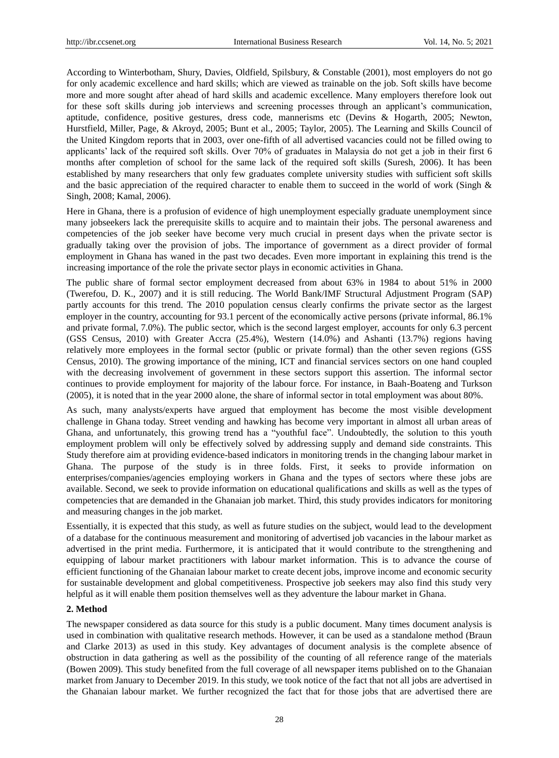According to Winterbotham, Shury, Davies, Oldfield, Spilsbury, & Constable (2001), most employers do not go for only academic excellence and hard skills; which are viewed as trainable on the job. Soft skills have become more and more sought after ahead of hard skills and academic excellence. Many employers therefore look out for these soft skills during job interviews and screening processes through an applicant's communication, aptitude, confidence, positive gestures, dress code, mannerisms etc (Devins & Hogarth, 2005; Newton, Hurstfield, Miller, Page, & Akroyd, 2005; Bunt et al., 2005; Taylor, 2005). The Learning and Skills Council of the United Kingdom reports that in 2003, over one-fifth of all advertised vacancies could not be filled owing to applicants' lack of the required soft skills. Over 70% of graduates in Malaysia do not get a job in their first 6 months after completion of school for the same lack of the required soft skills (Suresh, 2006). It has been established by many researchers that only few graduates complete university studies with sufficient soft skills and the basic appreciation of the required character to enable them to succeed in the world of work (Singh & Singh, 2008; Kamal, 2006).

Here in Ghana, there is a profusion of evidence of high unemployment especially graduate unemployment since many jobseekers lack the prerequisite skills to acquire and to maintain their jobs. The personal awareness and competencies of the job seeker have become very much crucial in present days when the private sector is gradually taking over the provision of jobs. The importance of government as a direct provider of formal employment in Ghana has waned in the past two decades. Even more important in explaining this trend is the increasing importance of the role the private sector plays in economic activities in Ghana.

The public share of formal sector employment decreased from about 63% in 1984 to about 51% in 2000 (Twerefou, D. K., 2007) and it is still reducing. The World Bank/IMF Structural Adjustment Program (SAP) partly accounts for this trend. The 2010 population census clearly confirms the private sector as the largest employer in the country, accounting for 93.1 percent of the economically active persons (private informal, 86.1% and private formal, 7.0%). The public sector, which is the second largest employer, accounts for only 6.3 percent (GSS Census, 2010) with Greater Accra (25.4%), Western (14.0%) and Ashanti (13.7%) regions having relatively more employees in the formal sector (public or private formal) than the other seven regions (GSS Census, 2010). The growing importance of the mining, ICT and financial services sectors on one hand coupled with the decreasing involvement of government in these sectors support this assertion. The informal sector continues to provide employment for majority of the labour force. For instance, in Baah-Boateng and Turkson (2005), it is noted that in the year 2000 alone, the share of informal sector in total employment was about 80%.

As such, many analysts/experts have argued that employment has become the most visible development challenge in Ghana today. Street vending and hawking has become very important in almost all urban areas of Ghana, and unfortunately, this growing trend has a "youthful face". Undoubtedly, the solution to this youth employment problem will only be effectively solved by addressing supply and demand side constraints. This Study therefore aim at providing evidence-based indicators in monitoring trends in the changing labour market in Ghana. The purpose of the study is in three folds. First, it seeks to provide information on enterprises/companies/agencies employing workers in Ghana and the types of sectors where these jobs are available. Second, we seek to provide information on educational qualifications and skills as well as the types of competencies that are demanded in the Ghanaian job market. Third, this study provides indicators for monitoring and measuring changes in the job market.

Essentially, it is expected that this study, as well as future studies on the subject, would lead to the development of a database for the continuous measurement and monitoring of advertised job vacancies in the labour market as advertised in the print media. Furthermore, it is anticipated that it would contribute to the strengthening and equipping of labour market practitioners with labour market information. This is to advance the course of efficient functioning of the Ghanaian labour market to create decent jobs, improve income and economic security for sustainable development and global competitiveness. Prospective job seekers may also find this study very helpful as it will enable them position themselves well as they adventure the labour market in Ghana.

## 2. Method

The newspaper considered as data source for this study is a public document. Many times document analysis is used in combination with qualitative research methods. However, it can be used as a standalone method (Braun and Clarke 2013) as used in this study. Key advantages of document analysis is the complete absence of obstruction in data gathering as well as the possibility of the counting of all reference range of the materials (Bowen 2009). This study benefited from the full coverage of all newspaper items published on to the Ghanaian market from January to December 2019. In this study, we took notice of the fact that not all jobs are advertised in the Ghanaian labour market. We further recognized the fact that for those jobs that are advertised there are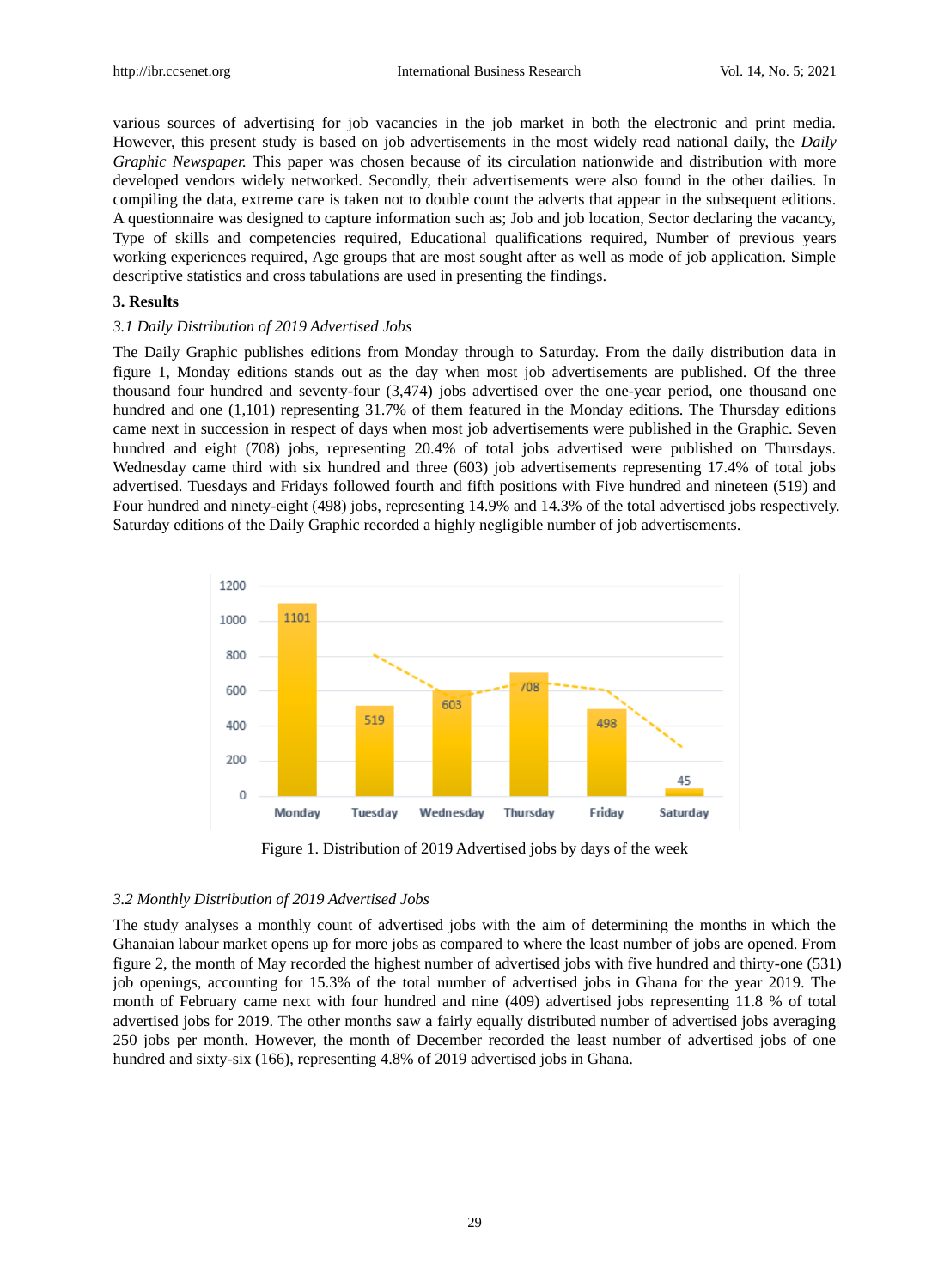various sources of advertising for job vacancies in the job market in both the electronic and print media. However, this present study is based on job advertisements in the most widely read national daily, the *Daily Graphic Newspaper.* This paper was chosen because of its circulation nationwide and distribution with more developed vendors widely networked. Secondly, their advertisements were also found in the other dailies. In compiling the data, extreme care is taken not to double count the adverts that appear in the subsequent editions. A questionnaire was designed to capture information such as; Job and job location, Sector declaring the vacancy, Type of skills and competencies required, Educational qualifications required, Number of previous years working experiences required, Age groups that are most sought after as well as mode of job application. Simple descriptive statistics and cross tabulations are used in presenting the findings.

## 3. Results

### *3.1 Daily Distribution of 2019 Advertised Jobs*

The Daily Graphic publishes editions from Monday through to Saturday. From the daily distribution data in figure 1, Monday editions stands out as the day when most job advertisements are published. Of the three thousand four hundred and seventy-four (3,474) jobs advertised over the one-year period, one thousand one hundred and one (1,101) representing 31.7% of them featured in the Monday editions. The Thursday editions came next in succession in respect of days when most job advertisements were published in the Graphic. Seven hundred and eight (708) jobs, representing 20.4% of total jobs advertised were published on Thursdays. Wednesday came third with six hundred and three (603) job advertisements representing 17.4% of total jobs advertised. Tuesdays and Fridays followed fourth and fifth positions with Five hundred and nineteen (519) and Four hundred and ninety-eight (498) jobs, representing 14.9% and 14.3% of the total advertised jobs respectively. Saturday editions of the Daily Graphic recorded a highly negligible number of job advertisements.

| Day | Number of advertised jobs |
|---|---|
| Monday | 1101 |
| Tuesday | 519 |
| Wednesday | 603 |
| Thursday | 708 |
| Friday | 498 |
| Saturday | 45 |

Figure 1. Distribution of 2019 Advertised jobs by days of the week

### *3.2 Monthly Distribution of 2019 Advertised Jobs*

The study analyses a monthly count of advertised jobs with the aim of determining the months in which the Ghanaian labour market opens up for more jobs as compared to where the least number of jobs are opened. From figure 2, the month of May recorded the highest number of advertised jobs with five hundred and thirty-one (531) job openings, accounting for 15.3% of the total number of advertised jobs in Ghana for the year 2019. The month of February came next with four hundred and nine (409) advertised jobs representing 11.8 % of total advertised jobs for 2019. The other months saw a fairly equally distributed number of advertised jobs averaging 250 jobs per month. However, the month of December recorded the least number of advertised jobs of one hundred and sixty-six (166), representing 4.8% of 2019 advertised jobs in Ghana.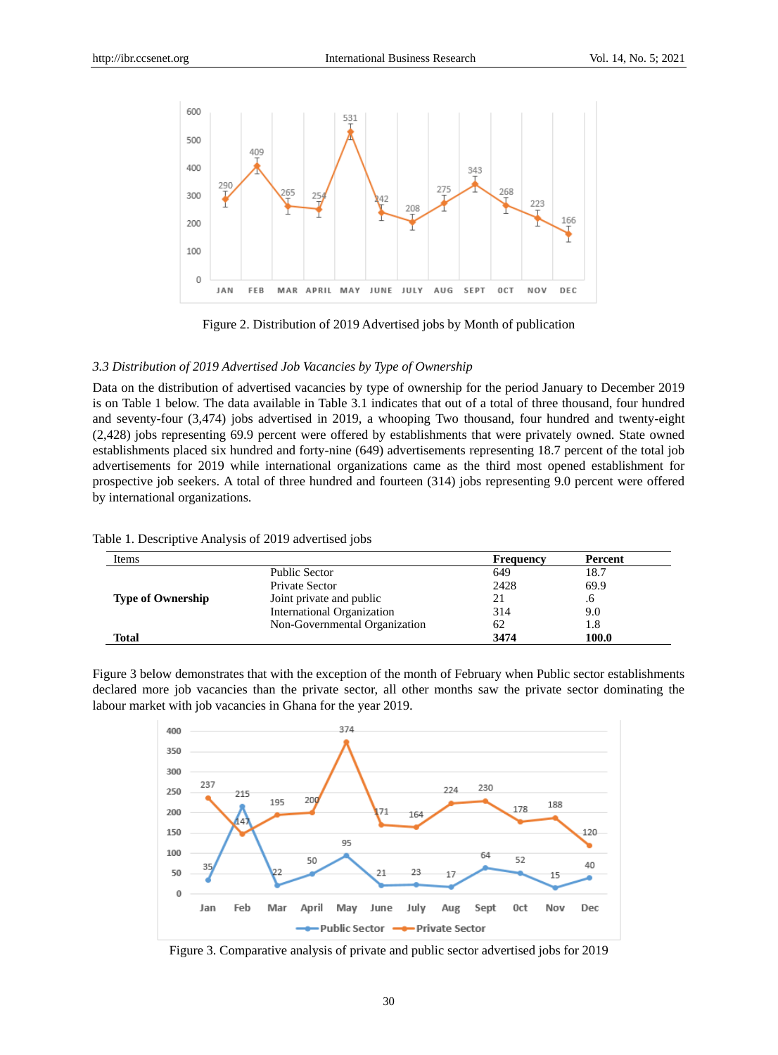Figure 2. Distribution of 2019 Advertised jobs by Month of publication

### *3.3 Distribution of 2019 Advertised Job Vacancies by Type of Ownership*

Data on the distribution of advertised vacancies by type of ownership for the period January to December 2019 is on Table 1 below. The data available in Table 3.1 indicates that out of a total of three thousand, four hundred and seventy-four (3,474) jobs advertised in 2019, a whooping Two thousand, four hundred and twenty-eight (2,428) jobs representing 69.9 percent were offered by establishments that were privately owned. State owned establishments placed six hundred and forty-nine (649) advertisements representing 18.7 percent of the total job advertisements for 2019 while international organizations came as the third most opened establishment for prospective job seekers. A total of three hundred and fourteen (314) jobs representing 9.0 percent were offered by international organizations.

Table 1. Descriptive Analysis of 2019 advertised jobs

| Items | | **Frequency** | **Percent** |
|---|---|---|---|
| **Type of Ownership** | Public Sector | 649 | 18.7 |
| | Private Sector | 2428 | 69.9 |
| | Joint private and public | 21 | .6 |
| | International Organization | 314 | 9.0 |
| | Non-Governmental Organization | 62 | 1.8 |
| **Total** | | **3474** | **100.0** |

Figure 3 below demonstrates that with the exception of the month of February when Public sector establishments declared more job vacancies than the private sector, all other months saw the private sector dominating the labour market with job vacancies in Ghana for the year 2019.

Figure 3. Comparative analysis of private and public sector advertised jobs for 2019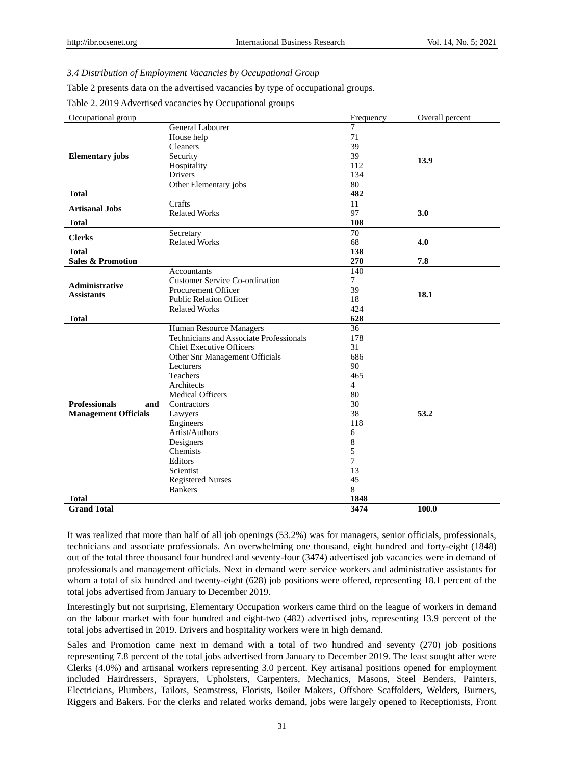### 3.4 Distribution of Employment Vacancies by Occupational Group

Table 2 presents data on the advertised vacancies by type of occupational groups.

Table 2. 2019 Advertised vacancies by Occupational groups

| Occupational group | | Frequency | Overall percent |
|---|---|---|---|
| **Elementary jobs** | General Labourer | 7 | **13.9** |
| | House help | 71 | |
| | Cleaners | 39 | |
| | Security | 39 | |
| | Hospitality | 112 | |
| | Drivers | 134 | |
| | Other Elementary jobs | 80 | |
| **Total** | | **482** | |
| **Artisanal Jobs** | Crafts | 11 | **3.0** |
| | Related Works | 97 | |
| **Total** | | **108** | |
| **Clerks** | Secretary | 70 | **4.0** |
| | Related Works | 68 | |
| **Total** | | **138** | |
| **Sales & Promotion** | | **270** | **7.8** |
| **Administrative Assistants** | Accountants | 140 | **18.1** |
| | Customer Service Co-ordination | 7 | |
| | Procurement Officer | 39 | |
| | Public Relation Officer | 18 | |
| | Related Works | 424 | |
| **Total** | | **628** | |
| **Professionals and Management Officials** | Human Resource Managers | 36 | **53.2** |
| | Technicians and Associate Professionals | 178 | |
| | Chief Executive Officers | 31 | |
| | Other Snr Management Officials | 686 | |
| | Lecturers | 90 | |
| | Teachers | 465 | |
| | Architects | 4 | |
| | Medical Officers | 80 | |
| | Contractors | 30 | |
| | Lawyers | 38 | |
| | Engineers | 118 | |
| | Artist/Authors | 6 | |
| | Designers | 8 | |
| | Chemists | 5 | |
| | Editors | 7 | |
| | Scientist | 13 | |
| | Registered Nurses | 45 | |
| | Bankers | 8 | |
| **Total** | | **1848** | |
| **Grand Total** | | **3474** | **100.0** |

It was realized that more than half of all job openings (53.2%) was for managers, senior officials, professionals, technicians and associate professionals. An overwhelming one thousand, eight hundred and forty-eight (1848) out of the total three thousand four hundred and seventy-four (3474) advertised job vacancies were in demand of professionals and management officials. Next in demand were service workers and administrative assistants for whom a total of six hundred and twenty-eight (628) job positions were offered, representing 18.1 percent of the total jobs advertised from January to December 2019.

Interestingly but not surprising, Elementary Occupation workers came third on the league of workers in demand on the labour market with four hundred and eight-two (482) advertised jobs, representing 13.9 percent of the total jobs advertised in 2019. Drivers and hospitality workers were in high demand.

Sales and Promotion came next in demand with a total of two hundred and seventy (270) job positions representing 7.8 percent of the total jobs advertised from January to December 2019. The least sought after were Clerks (4.0%) and artisanal workers representing 3.0 percent. Key artisanal positions opened for employment included Hairdressers, Sprayers, Upholsters, Carpenters, Mechanics, Masons, Steel Benders, Painters, Electricians, Plumbers, Tailors, Seamstress, Florists, Boiler Makers, Offshore Scaffolders, Welders, Burners, Riggers and Bakers. For the clerks and related works demand, jobs were largely opened to Receptionists, Front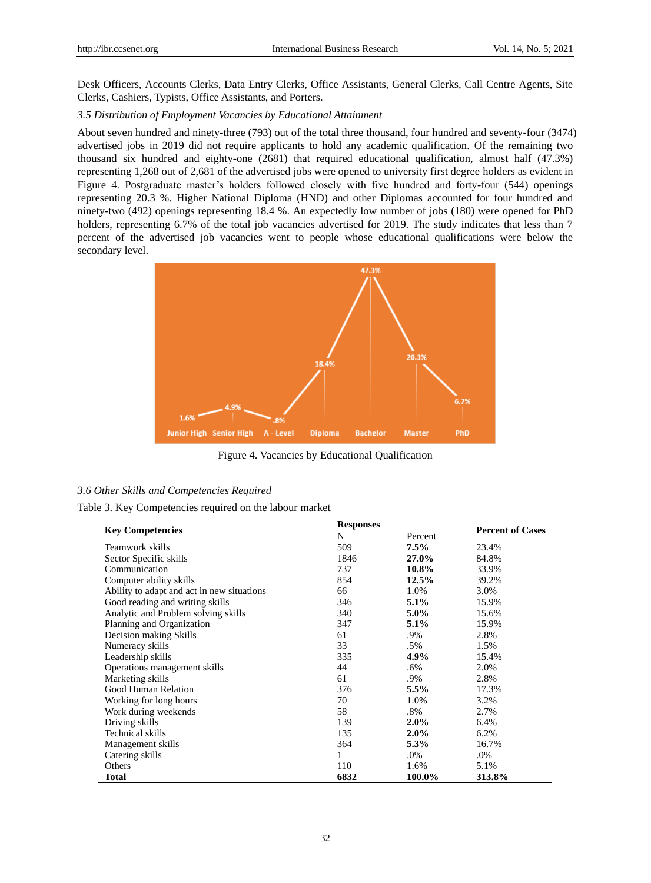Desk Officers, Accounts Clerks, Data Entry Clerks, Office Assistants, General Clerks, Call Centre Agents, Site Clerks, Cashiers, Typists, Office Assistants, and Porters.

### *3.5 Distribution of Employment Vacancies by Educational Attainment*

About seven hundred and ninety-three (793) out of the total three thousand, four hundred and seventy-four (3474) advertised jobs in 2019 did not require applicants to hold any academic qualification. Of the remaining two thousand six hundred and eighty-one (2681) that required educational qualification, almost half (47.3%) representing 1,268 out of 2,681 of the advertised jobs were opened to university first degree holders as evident in Figure 4. Postgraduate master's holders followed closely with five hundred and forty-four (544) openings representing 20.3 %. Higher National Diploma (HND) and other Diplomas accounted for four hundred and ninety-two (492) openings representing 18.4 %. An expectedly low number of jobs (180) were opened for PhD holders, representing 6.7% of the total job vacancies advertised for 2019. The study indicates that less than 7 percent of the advertised job vacancies went to people whose educational qualifications were below the secondary level.

Figure 4. Vacancies by Educational Qualification

### *3.6 Other Skills and Competencies Required*

Table 3. Key Competencies required on the labour market

| Key Competencies | Responses | | Percent of Cases |
|---|---|---|---|
| | N | Percent | |
| Teamwork skills | 509 | **7.5%** | 23.4% |
| Sector Specific skills | 1846 | **27.0%** | 84.8% |
| Communication | 737 | **10.8%** | 33.9% |
| Computer ability skills | 854 | **12.5%** | 39.2% |
| Ability to adapt and act in new situations | 66 | 1.0% | 3.0% |
| Good reading and writing skills | 346 | **5.1%** | 15.9% |
| Analytic and Problem solving skills | 340 | **5.0%** | 15.6% |
| Planning and Organization | 347 | **5.1%** | 15.9% |
| Decision making Skills | 61 | .9% | 2.8% |
| Numeracy skills | 33 | .5% | 1.5% |
| Leadership skills | 335 | **4.9%** | 15.4% |
| Operations management skills | 44 | .6% | 2.0% |
| Marketing skills | 61 | .9% | 2.8% |
| Good Human Relation | 376 | **5.5%** | 17.3% |
| Working for long hours | 70 | 1.0% | 3.2% |
| Work during weekends | 58 | .8% | 2.7% |
| Driving skills | 139 | **2.0%** | 6.4% |
| Technical skills | 135 | **2.0%** | 6.2% |
| Management skills | 364 | **5.3%** | 16.7% |
| Catering skills | 1 | .0% | .0% |
| Others | 110 | 1.6% | 5.1% |
| **Total** | **6832** | **100.0%** | **313.8%** |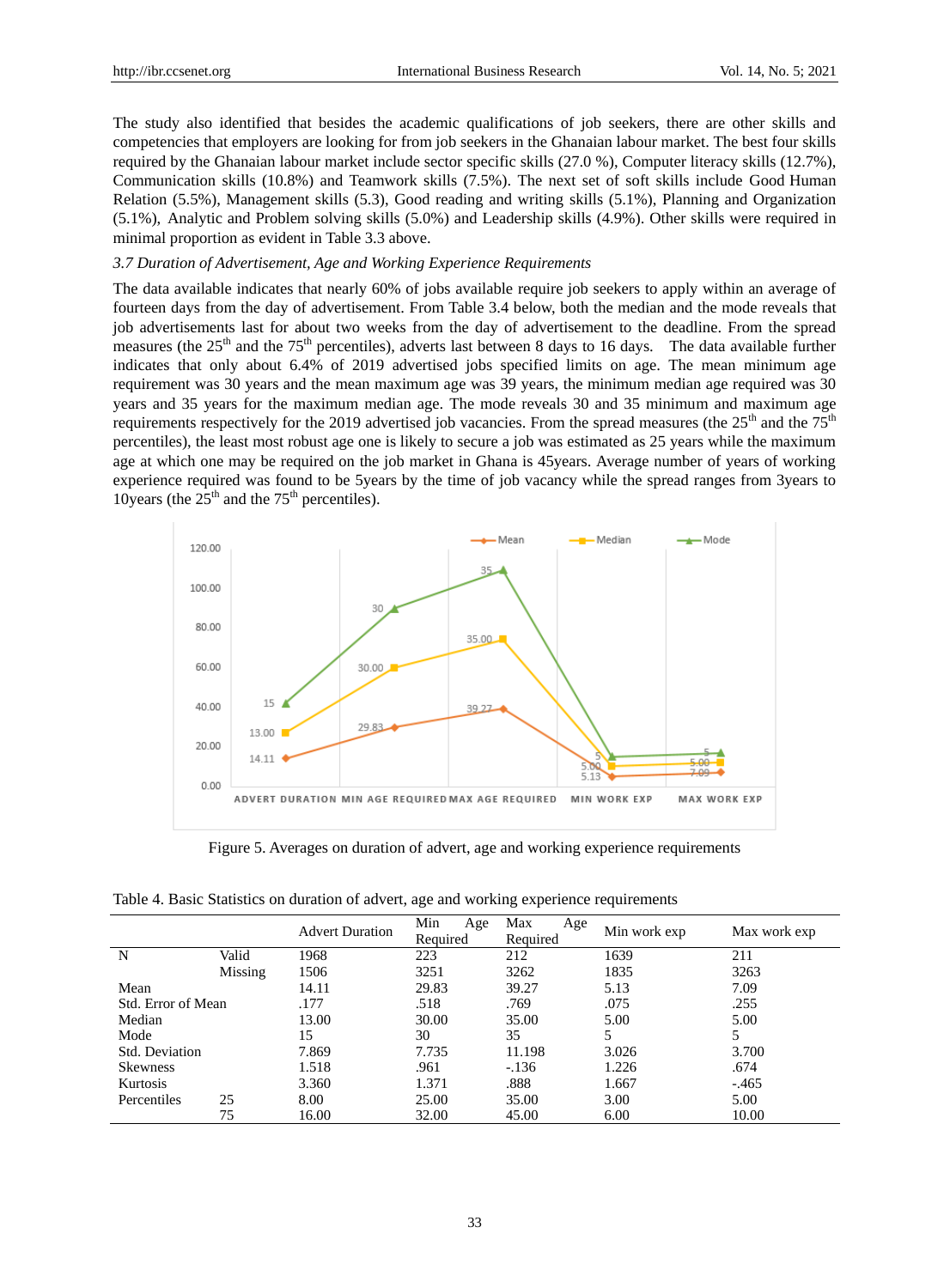The study also identified that besides the academic qualifications of job seekers, there are other skills and competencies that employers are looking for from job seekers in the Ghanaian labour market. The best four skills required by the Ghanaian labour market include sector specific skills (27.0 %), Computer literacy skills (12.7%), Communication skills (10.8%) and Teamwork skills (7.5%). The next set of soft skills include Good Human Relation (5.5%), Management skills (5.3), Good reading and writing skills (5.1%), Planning and Organization (5.1%), Analytic and Problem solving skills (5.0%) and Leadership skills (4.9%). Other skills were required in minimal proportion as evident in Table 3.3 above.

*3.7 Duration of Advertisement, Age and Working Experience Requirements*

The data available indicates that nearly 60% of jobs available require job seekers to apply within an average of fourteen days from the day of advertisement. From Table 3.4 below, both the median and the mode reveals that job advertisements last for about two weeks from the day of advertisement to the deadline. From the spread measures (the 25th and the 75th percentiles), adverts last between 8 days to 16 days. The data available further indicates that only about 6.4% of 2019 advertised jobs specified limits on age. The mean minimum age requirement was 30 years and the mean maximum age was 39 years, the minimum median age required was 30 years and 35 years for the maximum median age. The mode reveals 30 and 35 minimum and maximum age requirements respectively for the 2019 advertised job vacancies. From the spread measures (the 25th and the 75th percentiles), the least most robust age one is likely to secure a job was estimated as 25 years while the maximum age at which one may be required on the job market in Ghana is 45years. Average number of years of working experience required was found to be 5years by the time of job vacancy while the spread ranges from 3years to 10years (the 25th and the 75th percentiles).

Figure 5. Averages on duration of advert, age and working experience requirements

Table 4. Basic Statistics on duration of advert, age and working experience requirements

| | | Advert Duration | Min Age Required | Max Age Required | Min work exp | Max work exp |
|---|---|---|---|---|---|---|
| N | Valid | 1968 | 223 | 212 | 1639 | 211 |
| | Missing | 1506 | 3251 | 3262 | 1835 | 3263 |
| Mean | | 14.11 | 29.83 | 39.27 | 5.13 | 7.09 |
| Std. Error of Mean | | .177 | .518 | .769 | .075 | .255 |
| Median | | 13.00 | 30.00 | 35.00 | 5.00 | 5.00 |
| Mode | | 15 | 30 | 35 | 5 | 5 |
| Std. Deviation | | 7.869 | 7.735 | 11.198 | 3.026 | 3.700 |
| Skewness | | 1.518 | .961 | -.136 | 1.226 | .674 |
| Kurtosis | | 3.360 | 1.371 | .888 | 1.667 | -.465 |
| Percentiles | 25 | 8.00 | 25.00 | 35.00 | 3.00 | 5.00 |
| | 75 | 16.00 | 32.00 | 45.00 | 6.00 | 10.00 |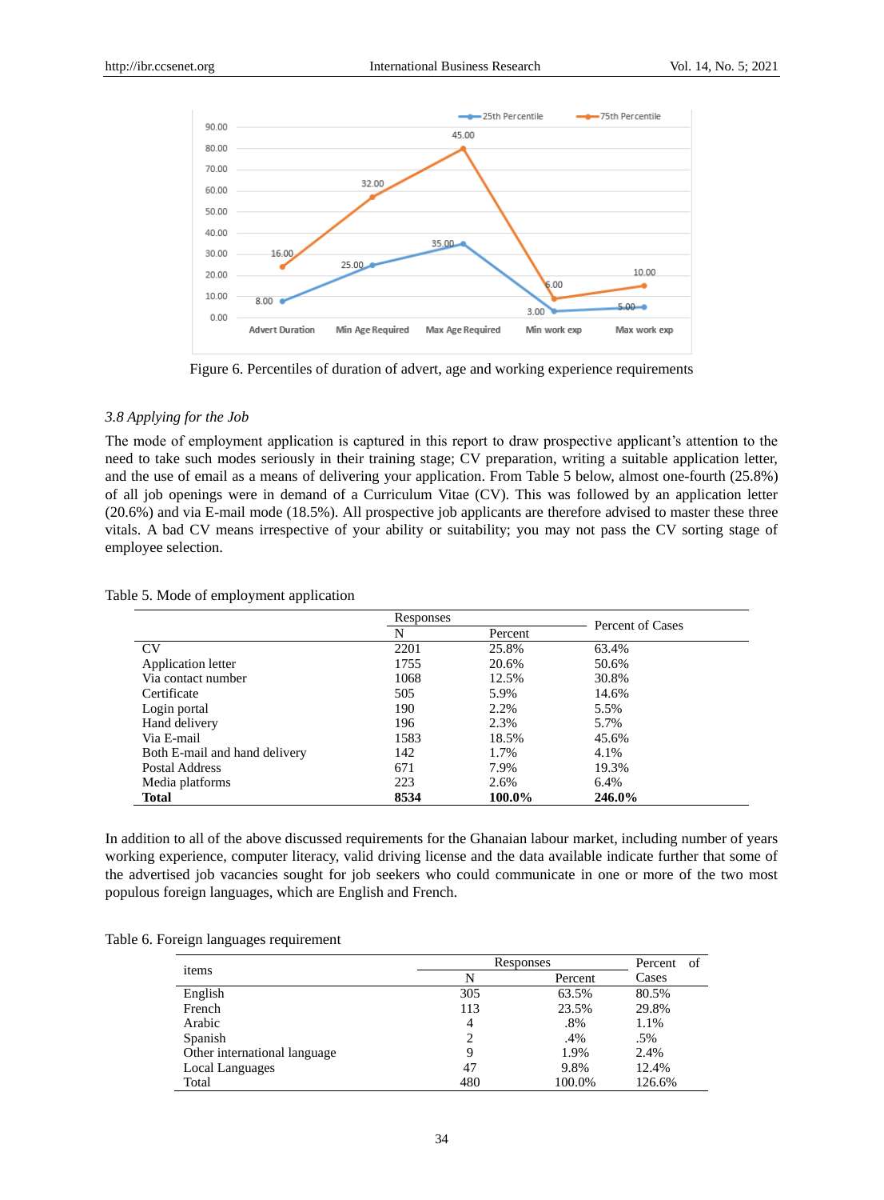Figure 6. Percentiles of duration of advert, age and working experience requirements

### 3.8 Applying for the Job

The mode of employment application is captured in this report to draw prospective applicant's attention to the need to take such modes seriously in their training stage; CV preparation, writing a suitable application letter, and the use of email as a means of delivering your application. From Table 5 below, almost one-fourth (25.8%) of all job openings were in demand of a Curriculum Vitae (CV). This was followed by an application letter (20.6%) and via E-mail mode (18.5%). All prospective job applicants are therefore advised to master these three vitals. A bad CV means irrespective of your ability or suitability; you may not pass the CV sorting stage of employee selection.

Table 5. Mode of employment application

| | Responses | | Percent of Cases |
|---|---|---|---|
| | N | Percent | |
| CV | 2201 | 25.8% | 63.4% |
| Application letter | 1755 | 20.6% | 50.6% |
| Via contact number | 1068 | 12.5% | 30.8% |
| Certificate | 505 | 5.9% | 14.6% |
| Login portal | 190 | 2.2% | 5.5% |
| Hand delivery | 196 | 2.3% | 5.7% |
| Via E-mail | 1583 | 18.5% | 45.6% |
| Both E-mail and hand delivery | 142 | 1.7% | 4.1% |
| Postal Address | 671 | 7.9% | 19.3% |
| Media platforms | 223 | 2.6% | 6.4% |
| **Total** | **8534** | **100.0%** | **246.0%** |

In addition to all of the above discussed requirements for the Ghanaian labour market, including number of years working experience, computer literacy, valid driving license and the data available indicate further that some of the advertised job vacancies sought for job seekers who could communicate in one or more of the two most populous foreign languages, which are English and French.

Table 6. Foreign languages requirement

| items | Responses | | Percent of Cases |
|---|---|---|---|
| | N | Percent | |
| English | 305 | 63.5% | 80.5% |
| French | 113 | 23.5% | 29.8% |
| Arabic | 4 | .8% | 1.1% |
| Spanish | 2 | .4% | .5% |
| Other international language | 9 | 1.9% | 2.4% |
| Local Languages | 47 | 9.8% | 12.4% |
| Total | 480 | 100.0% | 126.6% |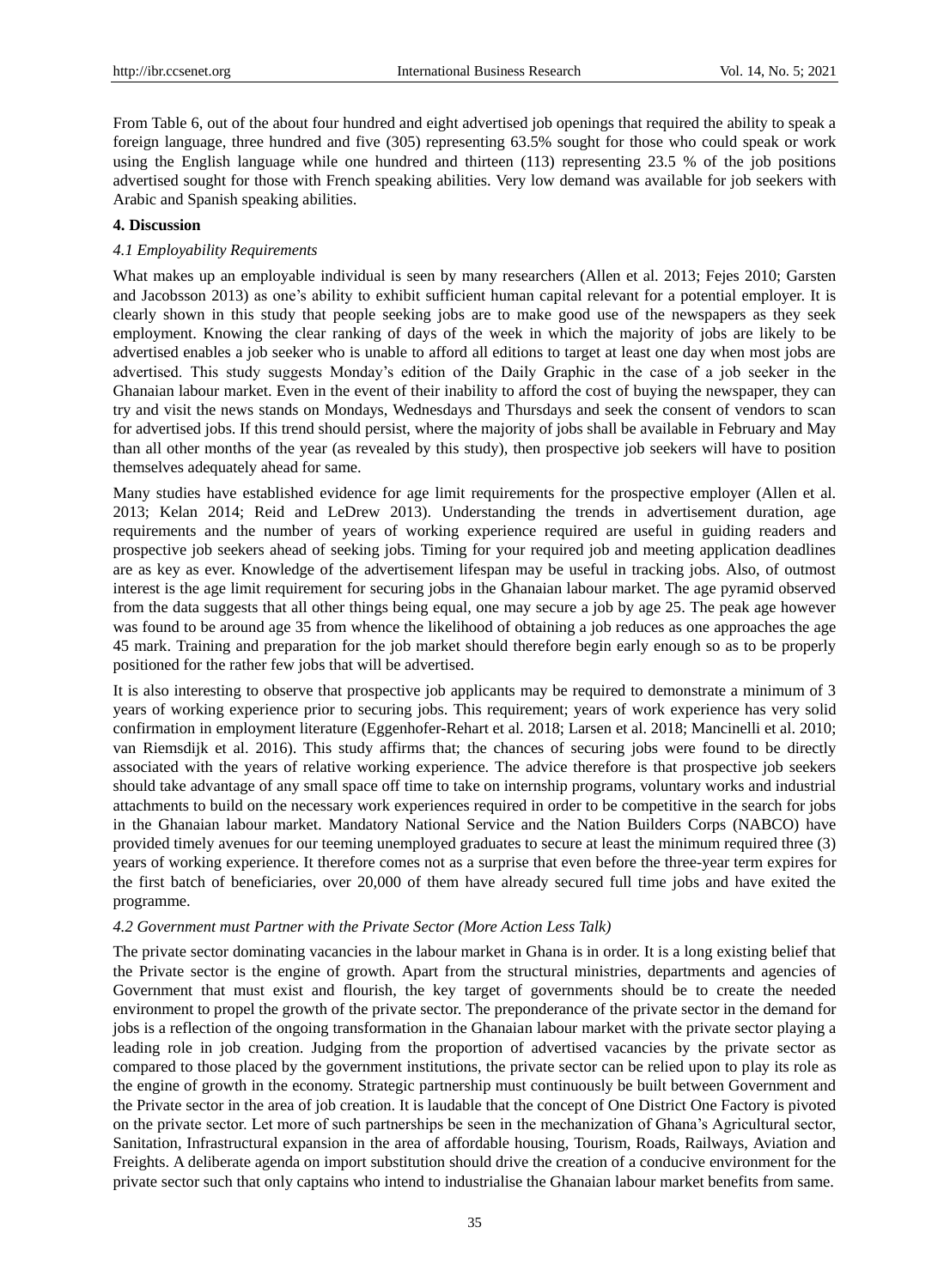From Table 6, out of the about four hundred and eight advertised job openings that required the ability to speak a foreign language, three hundred and five (305) representing 63.5% sought for those who could speak or work using the English language while one hundred and thirteen (113) representing 23.5 % of the job positions advertised sought for those with French speaking abilities. Very low demand was available for job seekers with Arabic and Spanish speaking abilities.

## 4. Discussion

### *4.1 Employability Requirements*

What makes up an employable individual is seen by many researchers (Allen et al. 2013; Fejes 2010; Garsten and Jacobsson 2013) as one's ability to exhibit sufficient human capital relevant for a potential employer. It is clearly shown in this study that people seeking jobs are to make good use of the newspapers as they seek employment. Knowing the clear ranking of days of the week in which the majority of jobs are likely to be advertised enables a job seeker who is unable to afford all editions to target at least one day when most jobs are advertised. This study suggests Monday's edition of the Daily Graphic in the case of a job seeker in the Ghanaian labour market. Even in the event of their inability to afford the cost of buying the newspaper, they can try and visit the news stands on Mondays, Wednesdays and Thursdays and seek the consent of vendors to scan for advertised jobs. If this trend should persist, where the majority of jobs shall be available in February and May than all other months of the year (as revealed by this study), then prospective job seekers will have to position themselves adequately ahead for same.

Many studies have established evidence for age limit requirements for the prospective employer (Allen et al. 2013; Kelan 2014; Reid and LeDrew 2013). Understanding the trends in advertisement duration, age requirements and the number of years of working experience required are useful in guiding readers and prospective job seekers ahead of seeking jobs. Timing for your required job and meeting application deadlines are as key as ever. Knowledge of the advertisement lifespan may be useful in tracking jobs. Also, of outmost interest is the age limit requirement for securing jobs in the Ghanaian labour market. The age pyramid observed from the data suggests that all other things being equal, one may secure a job by age 25. The peak age however was found to be around age 35 from whence the likelihood of obtaining a job reduces as one approaches the age 45 mark. Training and preparation for the job market should therefore begin early enough so as to be properly positioned for the rather few jobs that will be advertised.

It is also interesting to observe that prospective job applicants may be required to demonstrate a minimum of 3 years of working experience prior to securing jobs. This requirement; years of work experience has very solid confirmation in employment literature (Eggenhofer-Rehart et al. 2018; Larsen et al. 2018; Mancinelli et al. 2010; van Riemsdijk et al. 2016). This study affirms that; the chances of securing jobs were found to be directly associated with the years of relative working experience. The advice therefore is that prospective job seekers should take advantage of any small space off time to take on internship programs, voluntary works and industrial attachments to build on the necessary work experiences required in order to be competitive in the search for jobs in the Ghanaian labour market. Mandatory National Service and the Nation Builders Corps (NABCO) have provided timely avenues for our teeming unemployed graduates to secure at least the minimum required three (3) years of working experience. It therefore comes not as a surprise that even before the three-year term expires for the first batch of beneficiaries, over 20,000 of them have already secured full time jobs and have exited the programme.

### *4.2 Government must Partner with the Private Sector (More Action Less Talk)*

The private sector dominating vacancies in the labour market in Ghana is in order. It is a long existing belief that the Private sector is the engine of growth. Apart from the structural ministries, departments and agencies of Government that must exist and flourish, the key target of governments should be to create the needed environment to propel the growth of the private sector. The preponderance of the private sector in the demand for jobs is a reflection of the ongoing transformation in the Ghanaian labour market with the private sector playing a leading role in job creation. Judging from the proportion of advertised vacancies by the private sector as compared to those placed by the government institutions, the private sector can be relied upon to play its role as the engine of growth in the economy. Strategic partnership must continuously be built between Government and the Private sector in the area of job creation. It is laudable that the concept of One District One Factory is pivoted on the private sector. Let more of such partnerships be seen in the mechanization of Ghana's Agricultural sector, Sanitation, Infrastructural expansion in the area of affordable housing, Tourism, Roads, Railways, Aviation and Freights. A deliberate agenda on import substitution should drive the creation of a conducive environment for the private sector such that only captains who intend to industrialise the Ghanaian labour market benefits from same.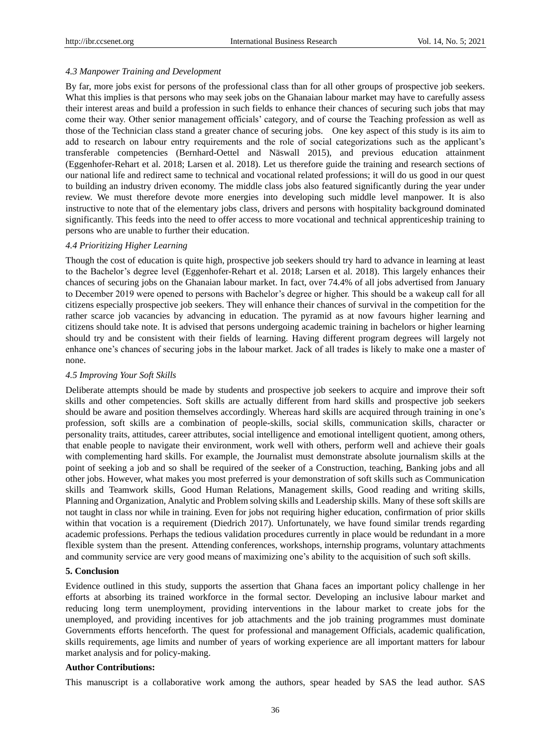### *4.3 Manpower Training and Development*

By far, more jobs exist for persons of the professional class than for all other groups of prospective job seekers. What this implies is that persons who may seek jobs on the Ghanaian labour market may have to carefully assess their interest areas and build a profession in such fields to enhance their chances of securing such jobs that may come their way. Other senior management officials' category, and of course the Teaching profession as well as those of the Technician class stand a greater chance of securing jobs. One key aspect of this study is its aim to add to research on labour entry requirements and the role of social categorizations such as the applicant's transferable competencies (Bernhard-Oettel and Näswall 2015), and previous education attainment (Eggenhofer-Rehart et al. 2018; Larsen et al. 2018). Let us therefore guide the training and research sections of our national life and redirect same to technical and vocational related professions; it will do us good in our quest to building an industry driven economy. The middle class jobs also featured significantly during the year under review. We must therefore devote more energies into developing such middle level manpower. It is also instructive to note that of the elementary jobs class, drivers and persons with hospitality background dominated significantly. This feeds into the need to offer access to more vocational and technical apprenticeship training to persons who are unable to further their education.

### *4.4 Prioritizing Higher Learning*

Though the cost of education is quite high, prospective job seekers should try hard to advance in learning at least to the Bachelor's degree level (Eggenhofer-Rehart et al. 2018; Larsen et al. 2018). This largely enhances their chances of securing jobs on the Ghanaian labour market. In fact, over 74.4% of all jobs advertised from January to December 2019 were opened to persons with Bachelor's degree or higher. This should be a wakeup call for all citizens especially prospective job seekers. They will enhance their chances of survival in the competition for the rather scarce job vacancies by advancing in education. The pyramid as at now favours higher learning and citizens should take note. It is advised that persons undergoing academic training in bachelors or higher learning should try and be consistent with their fields of learning. Having different program degrees will largely not enhance one's chances of securing jobs in the labour market. Jack of all trades is likely to make one a master of none.

### *4.5 Improving Your Soft Skills*

Deliberate attempts should be made by students and prospective job seekers to acquire and improve their soft skills and other competencies. Soft skills are actually different from hard skills and prospective job seekers should be aware and position themselves accordingly. Whereas hard skills are acquired through training in one's profession, soft skills are a combination of people-skills, social skills, communication skills, character or personality traits, attitudes, career attributes, social intelligence and emotional intelligent quotient, among others, that enable people to navigate their environment, work well with others, perform well and achieve their goals with complementing hard skills. For example, the Journalist must demonstrate absolute journalism skills at the point of seeking a job and so shall be required of the seeker of a Construction, teaching, Banking jobs and all other jobs. However, what makes you most preferred is your demonstration of soft skills such as Communication skills and Teamwork skills, Good Human Relations, Management skills, Good reading and writing skills, Planning and Organization, Analytic and Problem solving skills and Leadership skills. Many of these soft skills are not taught in class nor while in training. Even for jobs not requiring higher education, confirmation of prior skills within that vocation is a requirement (Diedrich 2017). Unfortunately, we have found similar trends regarding academic professions. Perhaps the tedious validation procedures currently in place would be redundant in a more flexible system than the present. Attending conferences, workshops, internship programs, voluntary attachments and community service are very good means of maximizing one's ability to the acquisition of such soft skills.

## **5. Conclusion**

Evidence outlined in this study, supports the assertion that Ghana faces an important policy challenge in her efforts at absorbing its trained workforce in the formal sector. Developing an inclusive labour market and reducing long term unemployment, providing interventions in the labour market to create jobs for the unemployed, and providing incentives for job attachments and the job training programmes must dominate Governments efforts henceforth. The quest for professional and management Officials, academic qualification, skills requirements, age limits and number of years of working experience are all important matters for labour market analysis and for policy-making.

**Author Contributions:**

This manuscript is a collaborative work among the authors, spear headed by SAS the lead author. SAS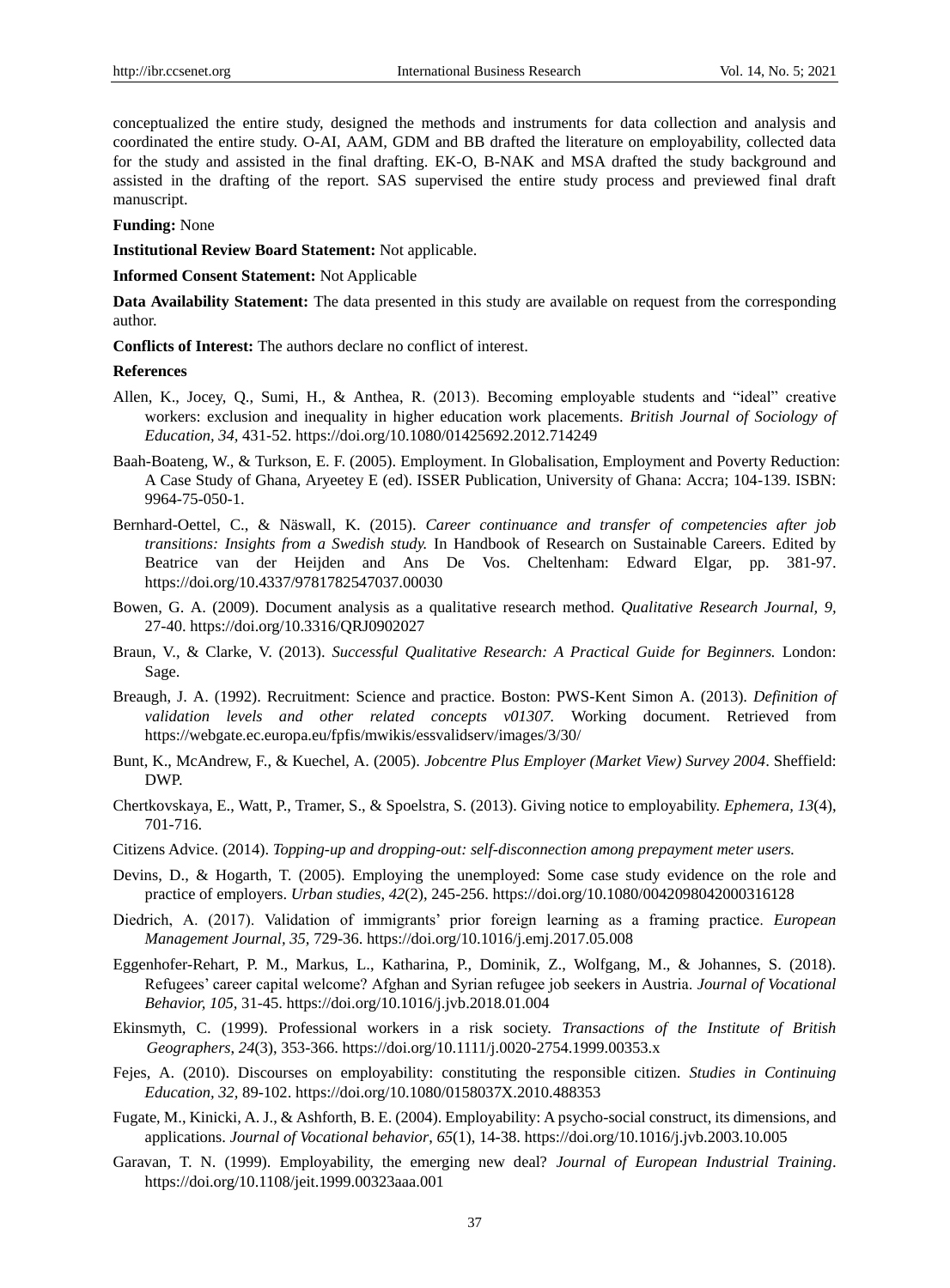conceptualized the entire study, designed the methods and instruments for data collection and analysis and coordinated the entire study. O-AI, AAM, GDM and BB drafted the literature on employability, collected data for the study and assisted in the final drafting. EK-O, B-NAK and MSA drafted the study background and assisted in the drafting of the report. SAS supervised the entire study process and previewed final draft manuscript.

**Funding:** None

**Institutional Review Board Statement:** Not applicable.

**Informed Consent Statement:** Not Applicable

**Data Availability Statement:** The data presented in this study are available on request from the corresponding author.

**Conflicts of Interest:** The authors declare no conflict of interest.

**References**

Allen, K., Jocey, Q., Sumi, H., & Anthea, R. (2013). Becoming employable students and "ideal" creative workers: exclusion and inequality in higher education work placements. *British Journal of Sociology of Education, 34*, 431-52. https://doi.org/10.1080/01425692.2012.714249

Baah-Boateng, W., & Turkson, E. F. (2005). Employment. In Globalisation, Employment and Poverty Reduction: A Case Study of Ghana, Aryeetey E (ed). ISSER Publication, University of Ghana: Accra; 104-139. ISBN: 9964-75-050-1.

Bernhard-Oettel, C., & Näswall, K. (2015). *Career continuance and transfer of competencies after job transitions: Insights from a Swedish study.* In Handbook of Research on Sustainable Careers. Edited by Beatrice van der Heijden and Ans De Vos. Cheltenham: Edward Elgar, pp. 381-97. https://doi.org/10.4337/9781782547037.00030

Bowen, G. A. (2009). Document analysis as a qualitative research method. *Qualitative Research Journal, 9*, 27-40. https://doi.org/10.3316/QRJ0902027

Braun, V., & Clarke, V. (2013). *Successful Qualitative Research: A Practical Guide for Beginners.* London: Sage.

Breaugh, J. A. (1992). Recruitment: Science and practice. Boston: PWS-Kent Simon A. (2013). *Definition of validation levels and other related concepts v01307.* Working document. Retrieved from https://webgate.ec.europa.eu/fpfis/mwikis/essvalidserv/images/3/30/

Bunt, K., McAndrew, F., & Kuechel, A. (2005). *Jobcentre Plus Employer (Market View) Survey 2004*. Sheffield: DWP.

Chertkovskaya, E., Watt, P., Tramer, S., & Spoelstra, S. (2013). Giving notice to employability. *Ephemera, 13*(4), 701-716.

Citizens Advice. (2014). *Topping-up and dropping-out: self-disconnection among prepayment meter users.*

Devins, D., & Hogarth, T. (2005). Employing the unemployed: Some case study evidence on the role and practice of employers. *Urban studies, 42*(2), 245-256. https://doi.org/10.1080/0042098042000316128

Diedrich, A. (2017). Validation of immigrants' prior foreign learning as a framing practice. *European Management Journal, 35*, 729-36. https://doi.org/10.1016/j.emj.2017.05.008

Eggenhofer-Rehart, P. M., Markus, L., Katharina, P., Dominik, Z., Wolfgang, M., & Johannes, S. (2018). Refugees' career capital welcome? Afghan and Syrian refugee job seekers in Austria. *Journal of Vocational Behavior, 105*, 31-45. https://doi.org/10.1016/j.jvb.2018.01.004

Ekinsmyth, C. (1999). Professional workers in a risk society. *Transactions of the Institute of British Geographers, 24*(3), 353-366. https://doi.org/10.1111/j.0020-2754.1999.00353.x

Fejes, A. (2010). Discourses on employability: constituting the responsible citizen. *Studies in Continuing Education, 32*, 89-102. https://doi.org/10.1080/0158037X.2010.488353

Fugate, M., Kinicki, A. J., & Ashforth, B. E. (2004). Employability: A psycho-social construct, its dimensions, and applications. *Journal of Vocational behavior, 65*(1), 14-38. https://doi.org/10.1016/j.jvb.2003.10.005

Garavan, T. N. (1999). Employability, the emerging new deal? *Journal of European Industrial Training*. https://doi.org/10.1108/jeit.1999.00323aaa.001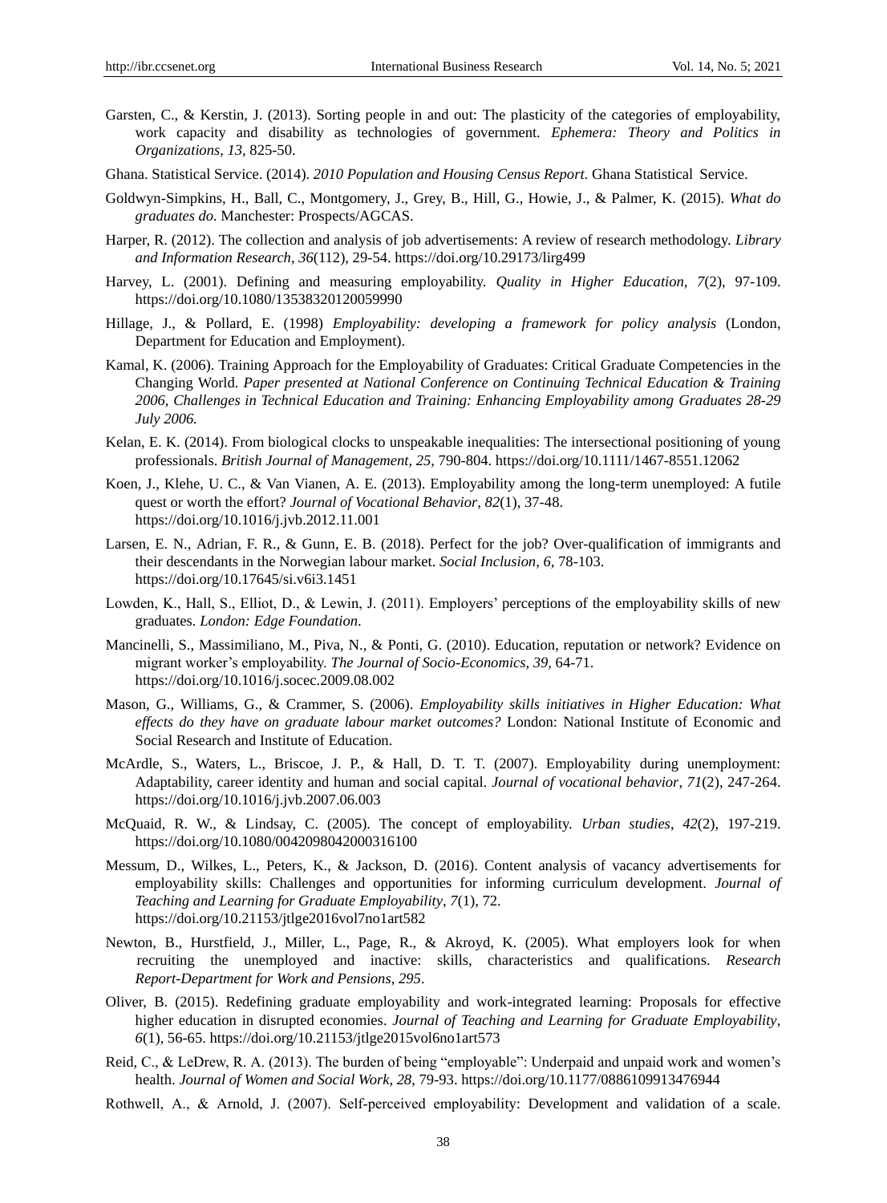Garsten, C., & Kerstin, J. (2013). Sorting people in and out: The plasticity of the categories of employability, work capacity and disability as technologies of government. *Ephemera: Theory and Politics in Organizations, 13*, 825-50.

Ghana. Statistical Service. (2014). *2010 Population and Housing Census Report*. Ghana Statistical Service.

Goldwyn-Simpkins, H., Ball, C., Montgomery, J., Grey, B., Hill, G., Howie, J., & Palmer, K. (2015). *What do graduates do*. Manchester: Prospects/AGCAS.

Harper, R. (2012). The collection and analysis of job advertisements: A review of research methodology. *Library and Information Research*, *36*(112), 29-54. https://doi.org/10.29173/lirg499

Harvey, L. (2001). Defining and measuring employability. *Quality in Higher Education, 7*(2), 97-109. https://doi.org/10.1080/13538320120059990

Hillage, J., & Pollard, E. (1998) *Employability: developing a framework for policy analysis* (London, Department for Education and Employment).

Kamal, K. (2006). Training Approach for the Employability of Graduates: Critical Graduate Competencies in the Changing World. *Paper presented at National Conference on Continuing Technical Education & Training 2006, Challenges in Technical Education and Training: Enhancing Employability among Graduates 28-29 July 2006.*

Kelan, E. K. (2014). From biological clocks to unspeakable inequalities: The intersectional positioning of young professionals. *British Journal of Management, 25,* 790-804. https://doi.org/10.1111/1467-8551.12062

Koen, J., Klehe, U. C., & Van Vianen, A. E. (2013). Employability among the long-term unemployed: A futile quest or worth the effort? *Journal of Vocational Behavior*, *82*(1), 37-48. https://doi.org/10.1016/j.jvb.2012.11.001

Larsen, E. N., Adrian, F. R., & Gunn, E. B. (2018). Perfect for the job? Over-qualification of immigrants and their descendants in the Norwegian labour market. *Social Inclusion, 6,* 78-103. https://doi.org/10.17645/si.v6i3.1451

Lowden, K., Hall, S., Elliot, D., & Lewin, J. (2011). Employers' perceptions of the employability skills of new graduates. *London: Edge Foundation*.

Mancinelli, S., Massimiliano, M., Piva, N., & Ponti, G. (2010). Education, reputation or network? Evidence on migrant worker's employability. *The Journal of Socio-Economics, 39,* 64-71. https://doi.org/10.1016/j.socec.2009.08.002

Mason, G., Williams, G., & Crammer, S. (2006). *Employability skills initiatives in Higher Education: What effects do they have on graduate labour market outcomes?* London: National Institute of Economic and Social Research and Institute of Education.

McArdle, S., Waters, L., Briscoe, J. P., & Hall, D. T. T. (2007). Employability during unemployment: Adaptability, career identity and human and social capital. *Journal of vocational behavior, 71*(2), 247-264. https://doi.org/10.1016/j.jvb.2007.06.003

McQuaid, R. W., & Lindsay, C. (2005). The concept of employability. *Urban studies*, *42*(2), 197-219. https://doi.org/10.1080/0042098042000316100

Messum, D., Wilkes, L., Peters, K., & Jackson, D. (2016). Content analysis of vacancy advertisements for employability skills: Challenges and opportunities for informing curriculum development. *Journal of Teaching and Learning for Graduate Employability*, *7*(1), 72. https://doi.org/10.21153/jtlge2016vol7no1art582

Newton, B., Hurstfield, J., Miller, L., Page, R., & Akroyd, K. (2005). What employers look for when recruiting the unemployed and inactive: skills, characteristics and qualifications. *Research Report-Department for Work and Pensions*, *295*.

Oliver, B. (2015). Redefining graduate employability and work-integrated learning: Proposals for effective higher education in disrupted economies. *Journal of Teaching and Learning for Graduate Employability*, *6*(1), 56-65. https://doi.org/10.21153/jtlge2015vol6no1art573

Reid, C., & LeDrew, R. A. (2013). The burden of being "employable": Underpaid and unpaid work and women's health. *Journal of Women and Social Work, 28,* 79-93. https://doi.org/10.1177/0886109913476944

Rothwell, A., & Arnold, J. (2007). Self-perceived employability: Development and validation of a scale.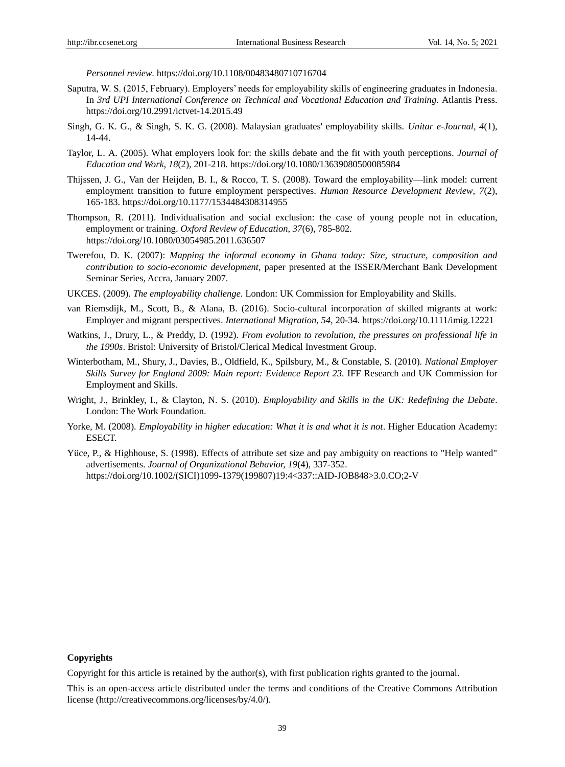*Personnel review*. https://doi.org/10.1108/00483480710716704

Saputra, W. S. (2015, February). Employers' needs for employability skills of engineering graduates in Indonesia. In *3rd UPI International Conference on Technical and Vocational Education and Training*. Atlantis Press. https://doi.org/10.2991/ictvet-14.2015.49

Singh, G. K. G., & Singh, S. K. G. (2008). Malaysian graduates' employability skills. *Unitar e-Journal, 4*(1), 14-44.

Taylor, L. A. (2005). What employers look for: the skills debate and the fit with youth perceptions. *Journal of Education and Work, 18*(2), 201-218. https://doi.org/10.1080/13639080500085984

Thijssen, J. G., Van der Heijden, B. I., & Rocco, T. S. (2008). Toward the employability—link model: current employment transition to future employment perspectives. *Human Resource Development Review, 7*(2), 165-183. https://doi.org/10.1177/1534484308314955

Thompson, R. (2011). Individualisation and social exclusion: the case of young people not in education, employment or training. *Oxford Review of Education, 37*(6), 785-802. https://doi.org/10.1080/03054985.2011.636507

Twerefou, D. K. (2007): *Mapping the informal economy in Ghana today: Size, structure, composition and contribution to socio-economic development*, paper presented at the ISSER/Merchant Bank Development Seminar Series, Accra, January 2007.

UKCES. (2009). *The employability challenge*. London: UK Commission for Employability and Skills.

van Riemsdijk, M., Scott, B., & Alana, B. (2016). Socio-cultural incorporation of skilled migrants at work: Employer and migrant perspectives. *International Migration, 54*, 20-34. https://doi.org/10.1111/imig.12221

Watkins, J., Drury, L., & Preddy, D. (1992). *From evolution to revolution, the pressures on professional life in the 1990s*. Bristol: University of Bristol/Clerical Medical Investment Group.

Winterbotham, M., Shury, J., Davies, B., Oldfield, K., Spilsbury, M., & Constable, S. (2010). *National Employer Skills Survey for England 2009: Main report: Evidence Report 23.* IFF Research and UK Commission for Employment and Skills.

Wright, J., Brinkley, I., & Clayton, N. S. (2010). *Employability and Skills in the UK: Redefining the Debate*. London: The Work Foundation.

Yorke, M. (2008). *Employability in higher education: What it is and what it is not*. Higher Education Academy: ESECT.

Yüce, P., & Highhouse, S. (1998). Effects of attribute set size and pay ambiguity on reactions to "Help wanted" advertisements. *Journal of Organizational Behavior, 19*(4), 337-352. https://doi.org/10.1002/(SICI)1099-1379(199807)19:4<337::AID-JOB848>3.0.CO;2-V

**Copyrights**

Copyright for this article is retained by the author(s), with first publication rights granted to the journal.

This is an open-access article distributed under the terms and conditions of the Creative Commons Attribution license (http://creativecommons.org/licenses/by/4.0/).